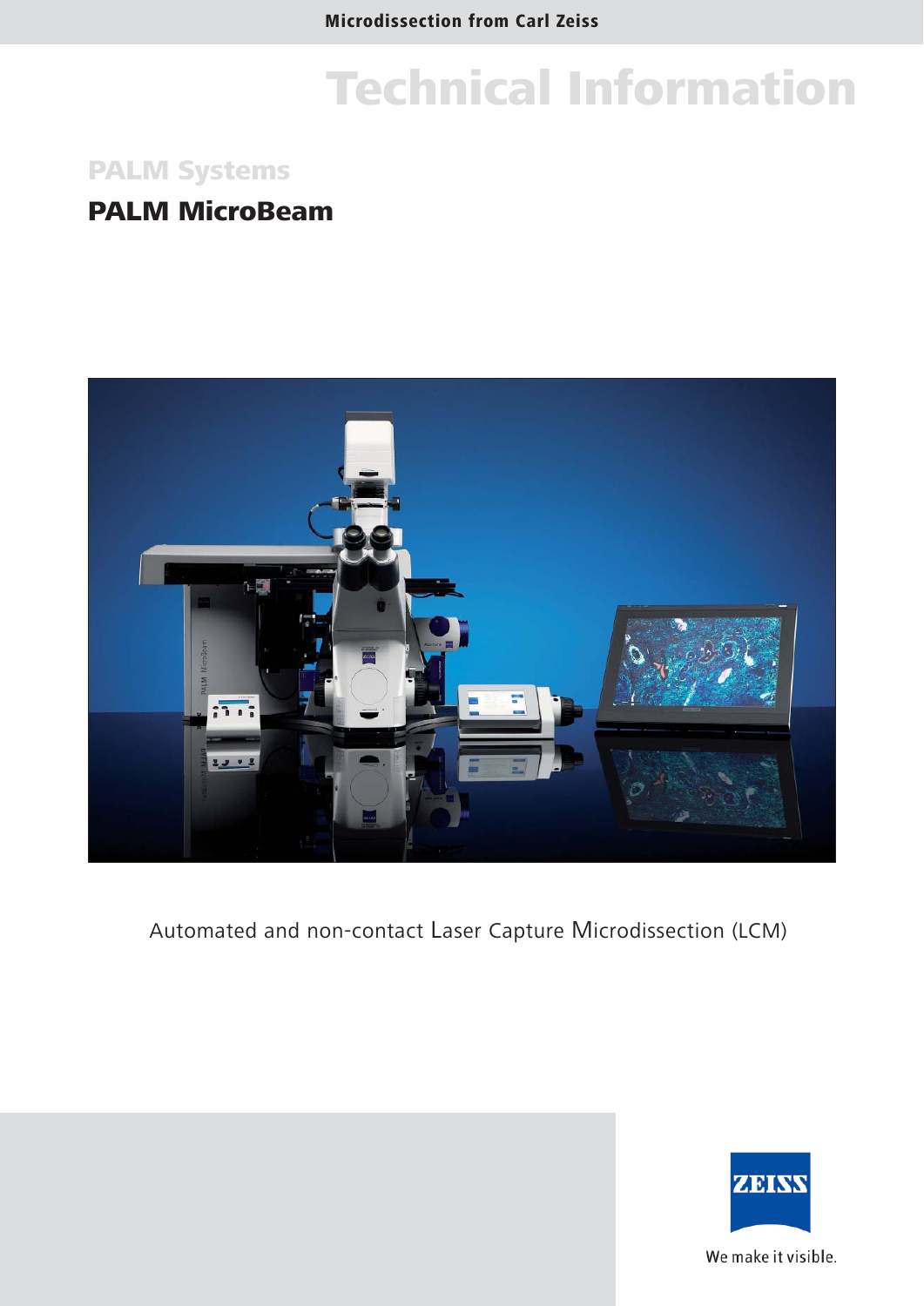Microdissection from Carl Zeiss

# Technical Information

## PALM Systems

## PALM MicroBeam

Automated and non-contact Laser Capture Microdissection (LCM)

We make it visible.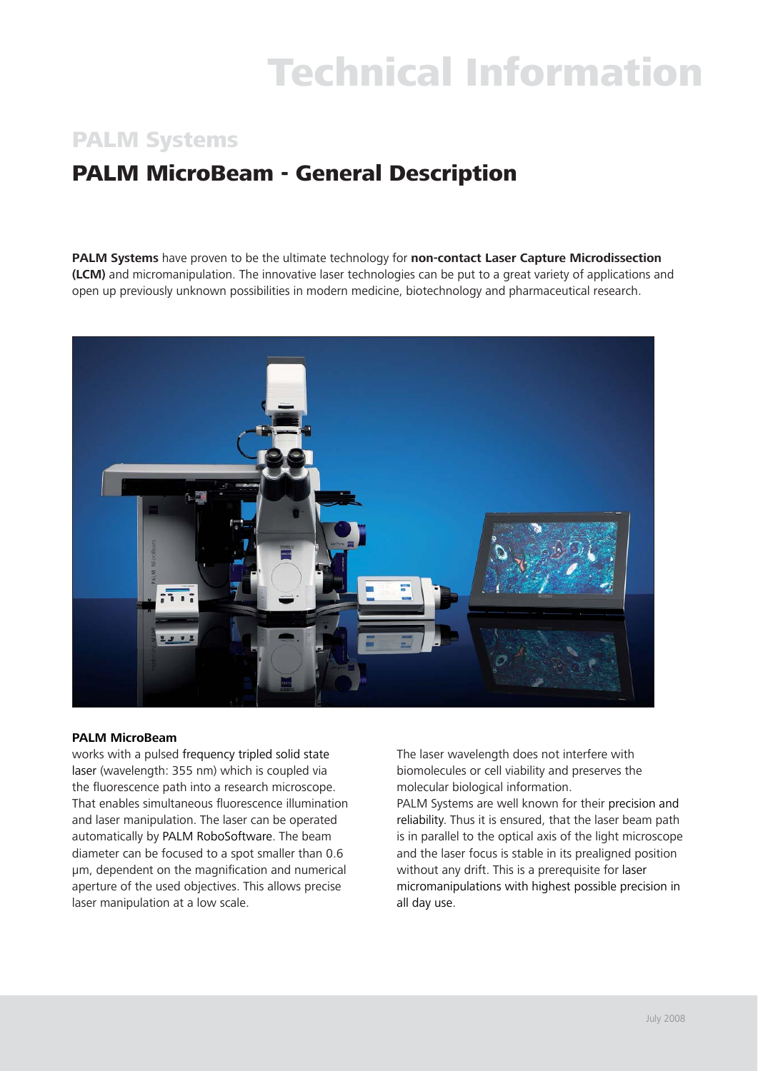# Technical Information

## PALM Systems

## PALM MicroBeam - General Description

**PALM Systems** have proven to be the ultimate technology for **non-contact Laser Capture Microdissection (LCM)** and micromanipulation. The innovative laser technologies can be put to a great variety of applications and open up previously unknown possibilities in modern medicine, biotechnology and pharmaceutical research.

**PALM MicroBeam**

works with a pulsed frequency tripled solid state laser (wavelength: 355 nm) which is coupled via the fluorescence path into a research microscope. That enables simultaneous fluorescence illumination and laser manipulation. The laser can be operated automatically by PALM RoboSoftware. The beam diameter can be focused to a spot smaller than 0.6 µm, dependent on the magnification and numerical aperture of the used objectives. This allows precise laser manipulation at a low scale.

The laser wavelength does not interfere with biomolecules or cell viability and preserves the molecular biological information.

PALM Systems are well known for their precision and reliability. Thus it is ensured, that the laser beam path is in parallel to the optical axis of the light microscope and the laser focus is stable in its prealigned position without any drift. This is a prerequisite for laser micromanipulations with highest possible precision in all day use.

July 2008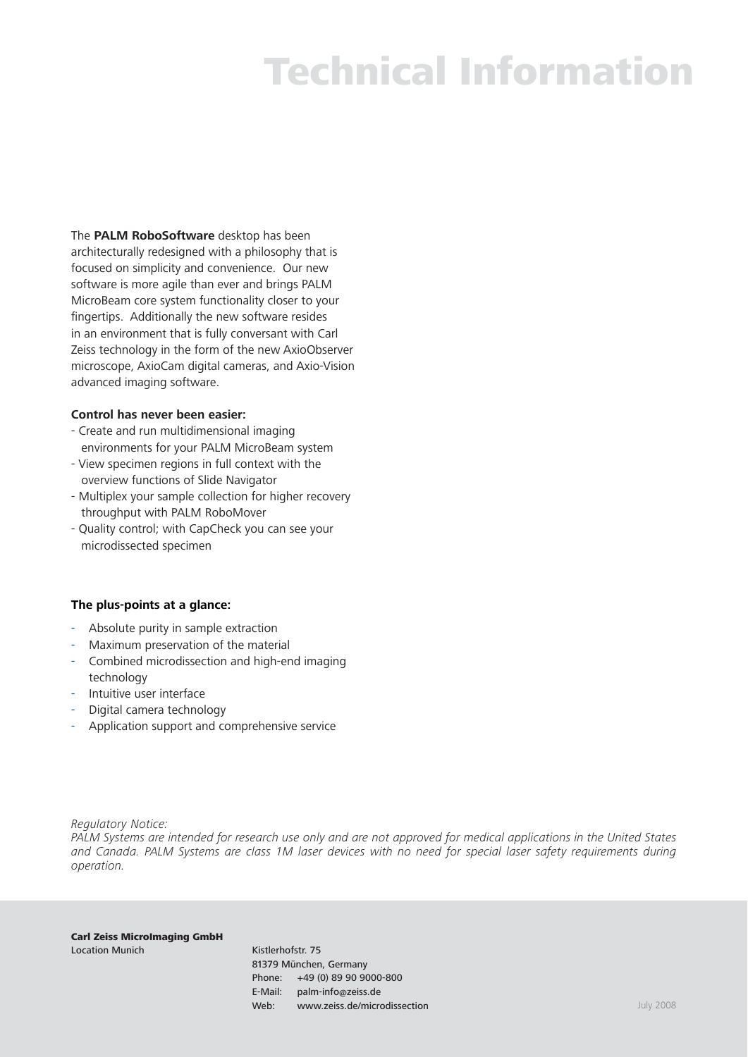# Technical Information

The **PALM RoboSoftware** desktop has been architecturally redesigned with a philosophy that is focused on simplicity and convenience. Our new software is more agile than ever and brings PALM MicroBeam core system functionality closer to your fingertips. Additionally the new software resides in an environment that is fully conversant with Carl Zeiss technology in the form of the new AxioObserver microscope, AxioCam digital cameras, and Axio-Vision advanced imaging software.

**Control has never been easier:**

- Create and run multidimensional imaging environments for your PALM MicroBeam system
- View specimen regions in full context with the overview functions of Slide Navigator
- Multiplex your sample collection for higher recovery throughput with PALM RoboMover
- Quality control; with CapCheck you can see your microdissected specimen

**The plus-points at a glance:**

- Absolute purity in sample extraction
- Maximum preservation of the material
- Combined microdissection and high-end imaging technology
- Intuitive user interface
- Digital camera technology
- Application support and comprehensive service

*Regulatory Notice:*
*PALM Systems are intended for research use only and are not approved for medical applications in the United States and Canada. PALM Systems are class 1M laser devices with no need for special laser safety requirements during operation.*

**Carl Zeiss MicroImaging GmbH**
Location Munich

Kistlerhofstr. 75
81379 München, Germany
Phone: +49 (0) 89 90 9000-800
E-Mail: palm-info@zeiss.de
Web: www.zeiss.de/microdissection

July 2008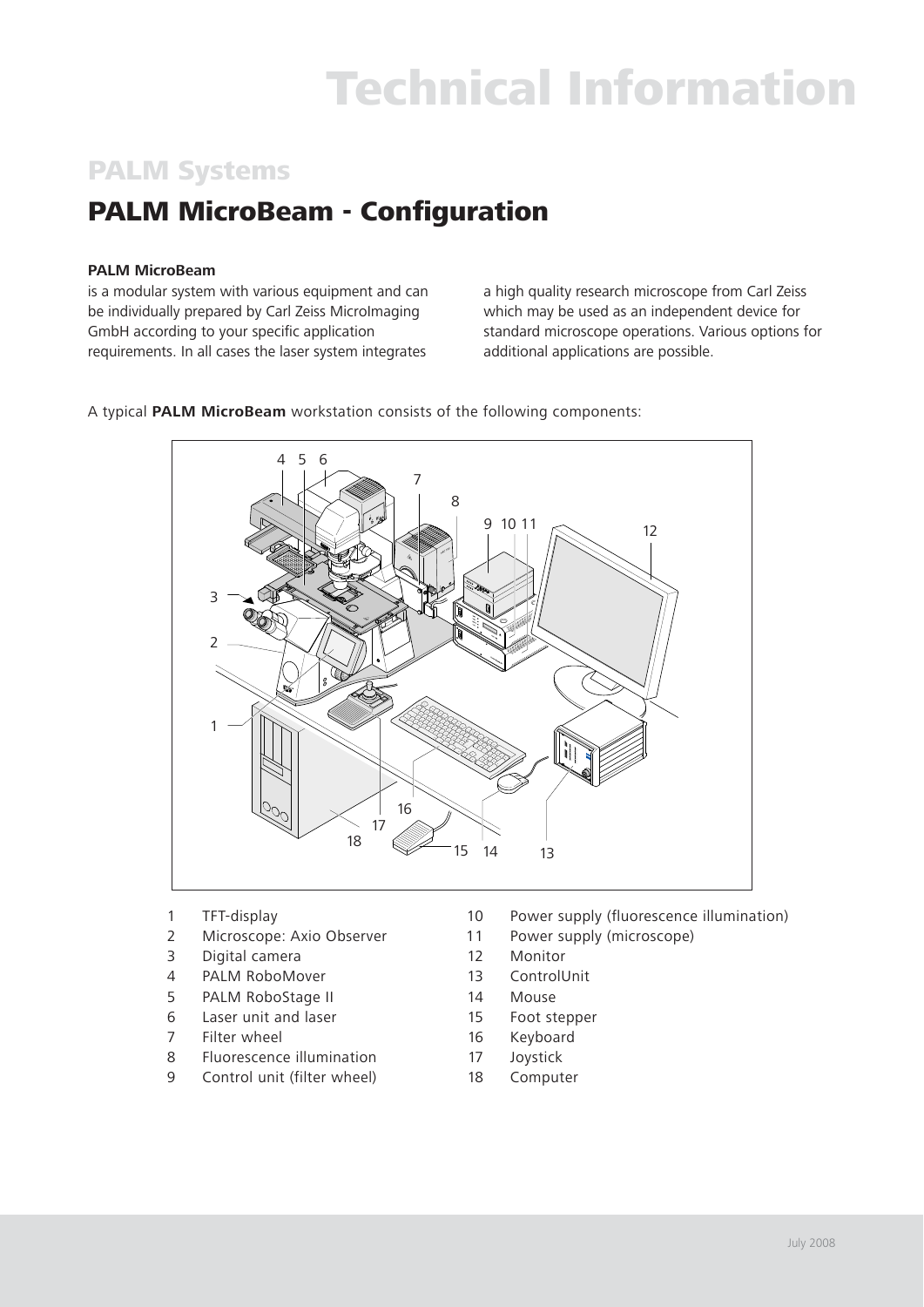# Technical Information

## PALM Systems

## PALM MicroBeam - Configuration

**PALM MicroBeam**
is a modular system with various equipment and can be individually prepared by Carl Zeiss MicroImaging GmbH according to your specific application requirements. In all cases the laser system integrates a high quality research microscope from Carl Zeiss which may be used as an independent device for standard microscope operations. Various options for additional applications are possible.

A typical **PALM MicroBeam** workstation consists of the following components:

1. TFT-display
2. Microscope: Axio Observer
3. Digital camera
4. PALM RoboMover
5. PALM RoboStage II
6. Laser unit and laser
7. Filter wheel
8. Fluorescence illumination
9. Control unit (filter wheel)
10. Power supply (fluorescence illumination)
11. Power supply (microscope)
12. Monitor
13. ControlUnit
14. Mouse
15. Foot stepper
16. Keyboard
17. Joystick
18. Computer

July 2008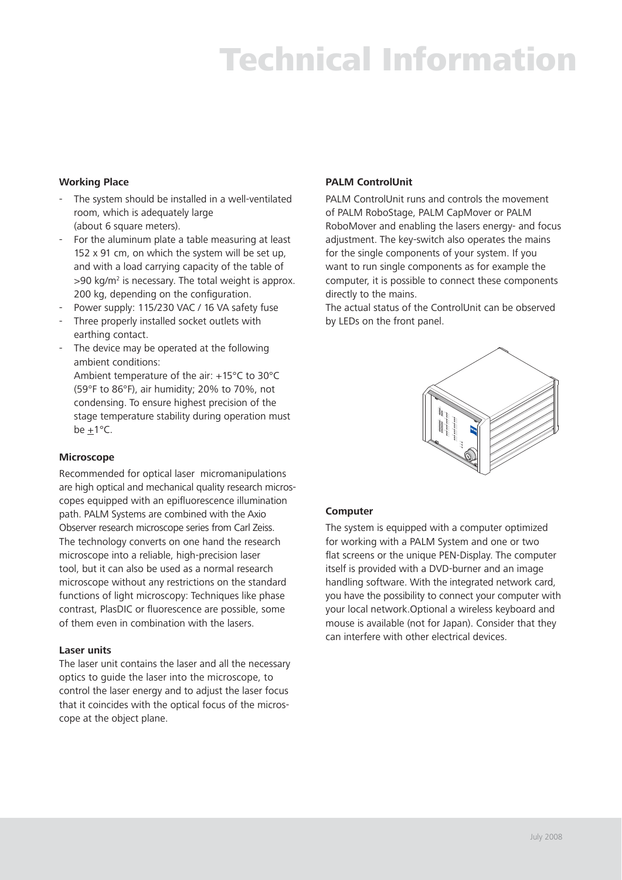# Technical Information

### Working Place

- The system should be installed in a well-ventilated room, which is adequately large (about 6 square meters).
- For the aluminum plate a table measuring at least 152 x 91 cm, on which the system will be set up, and with a load carrying capacity of the table of >90 kg/m$^2$ is necessary. The total weight is approx. 200 kg, depending on the configuration.
- Power supply: 115/230 VAC / 16 VA safety fuse
- Three properly installed socket outlets with earthing contact.
- The device may be operated at the following ambient conditions:
  Ambient temperature of the air: +15°C to 30°C (59°F to 86°F), air humidity; 20% to 70%, not condensing. To ensure highest precision of the stage temperature stability during operation must be $\pm$1°C.

### Microscope

Recommended for optical laser micromanipulations are high optical and mechanical quality research microscopes equipped with an epifluorescence illumination path. PALM Systems are combined with the Axio Observer research microscope series from Carl Zeiss. The technology converts on one hand the research microscope into a reliable, high-precision laser tool, but it can also be used as a normal research microscope without any restrictions on the standard functions of light microscopy: Techniques like phase contrast, PlasDIC or fluorescence are possible, some of them even in combination with the lasers.

### Laser units

The laser unit contains the laser and all the necessary optics to guide the laser into the microscope, to control the laser energy and to adjust the laser focus that it coincides with the optical focus of the microscope at the object plane.

### PALM ControlUnit

PALM ControlUnit runs and controls the movement of PALM RoboStage, PALM CapMover or PALM RoboMover and enabling the lasers energy- and focus adjustment. The key-switch also operates the mains for the single components of your system. If you want to run single components as for example the computer, it is possible to connect these components directly to the mains.
The actual status of the ControlUnit can be observed by LEDs on the front panel.

### Computer

The system is equipped with a computer optimized for working with a PALM System and one or two flat screens or the unique PEN-Display. The computer itself is provided with a DVD-burner and an image handling software. With the integrated network card, you have the possibility to connect your computer with your local network.Optional a wireless keyboard and mouse is available (not for Japan). Consider that they can interfere with other electrical devices.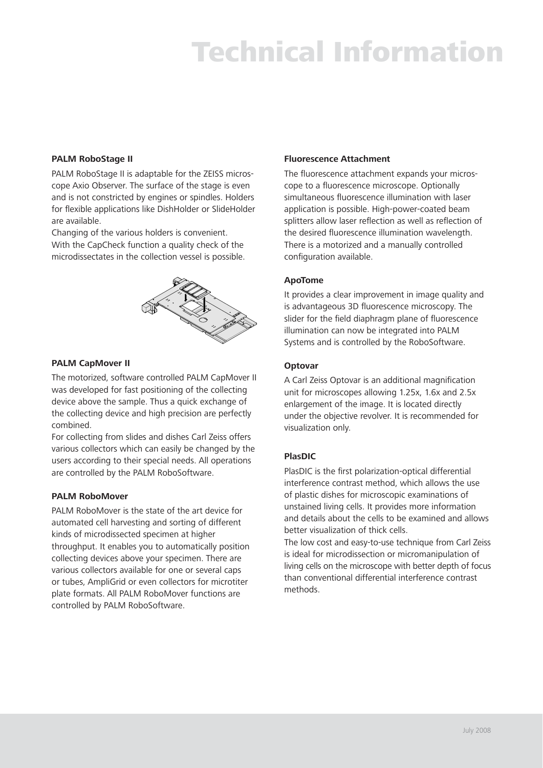# Technical Information

## PALM RoboStage II

PALM RoboStage II is adaptable for the ZEISS microscope Axio Observer. The surface of the stage is even and is not constricted by engines or spindles. Holders for flexible applications like DishHolder or SlideHolder are available.
Changing of the various holders is convenient.
With the CapCheck function a quality check of the microdissectates in the collection vessel is possible.

## PALM CapMover II

The motorized, software controlled PALM CapMover II was developed for fast positioning of the collecting device above the sample. Thus a quick exchange of the collecting device and high precision are perfectly combined.
For collecting from slides and dishes Carl Zeiss offers various collectors which can easily be changed by the users according to their special needs. All operations are controlled by the PALM RoboSoftware.

## PALM RoboMover

PALM RoboMover is the state of the art device for automated cell harvesting and sorting of different kinds of microdissected specimen at higher throughput. It enables you to automatically position collecting devices above your specimen. There are various collectors available for one or several caps or tubes, AmpliGrid or even collectors for microtiter plate formats. All PALM RoboMover functions are controlled by PALM RoboSoftware.

## Fluorescence Attachment

The fluorescence attachment expands your microscope to a fluorescence microscope. Optionally simultaneous fluorescence illumination with laser application is possible. High-power-coated beam splitters allow laser reflection as well as reflection of the desired fluorescence illumination wavelength. There is a motorized and a manually controlled configuration available.

## ApoTome

It provides a clear improvement in image quality and is advantageous 3D fluorescence microscopy. The slider for the field diaphragm plane of fluorescence illumination can now be integrated into PALM Systems and is controlled by the RoboSoftware.

## Optovar

A Carl Zeiss Optovar is an additional magnification unit for microscopes allowing 1.25x, 1.6x and 2.5x enlargement of the image. It is located directly under the objective revolver. It is recommended for visualization only.

## PlasDIC

PlasDIC is the first polarization-optical differential interference contrast method, which allows the use of plastic dishes for microscopic examinations of unstained living cells. It provides more information and details about the cells to be examined and allows better visualization of thick cells.
The low cost and easy-to-use technique from Carl Zeiss is ideal for microdissection or micromanipulation of living cells on the microscope with better depth of focus than conventional differential interference contrast methods.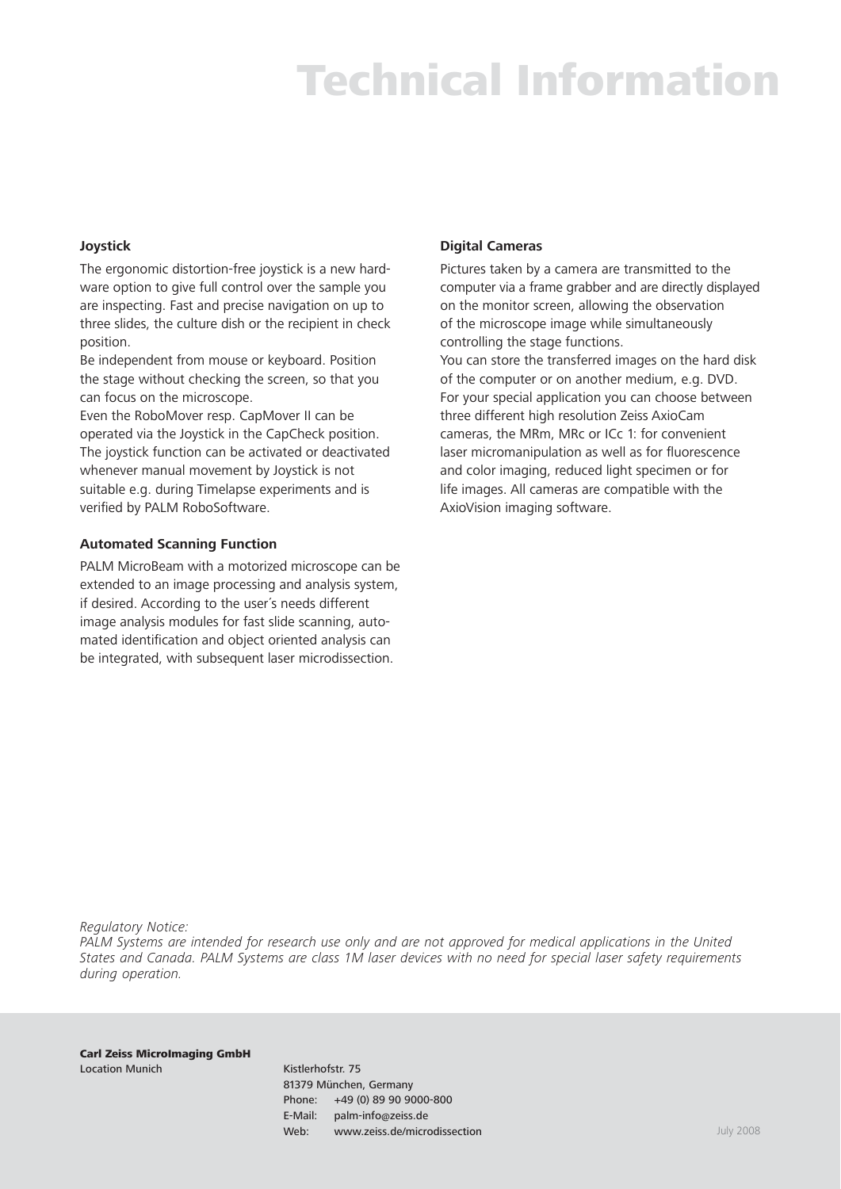# Technical Information

### Joystick

The ergonomic distortion-free joystick is a new hardware option to give full control over the sample you are inspecting. Fast and precise navigation on up to three slides, the culture dish or the recipient in check position.

Be independent from mouse or keyboard. Position the stage without checking the screen, so that you can focus on the microscope.

Even the RoboMover resp. CapMover II can be operated via the Joystick in the CapCheck position. The joystick function can be activated or deactivated whenever manual movement by Joystick is not suitable e.g. during Timelapse experiments and is verified by PALM RoboSoftware.

### Automated Scanning Function

PALM MicroBeam with a motorized microscope can be extended to an image processing and analysis system, if desired. According to the user´s needs different image analysis modules for fast slide scanning, automated identification and object oriented analysis can be integrated, with subsequent laser microdissection.

### Digital Cameras

Pictures taken by a camera are transmitted to the computer via a frame grabber and are directly displayed on the monitor screen, allowing the observation of the microscope image while simultaneously controlling the stage functions.

You can store the transferred images on the hard disk of the computer or on another medium, e.g. DVD.

For your special application you can choose between three different high resolution Zeiss AxioCam cameras, the MRm, MRc or ICc 1: for convenient laser micromanipulation as well as for fluorescence and color imaging, reduced light specimen or for life images. All cameras are compatible with the AxioVision imaging software.

*Regulatory Notice:*
*PALM Systems are intended for research use only and are not approved for medical applications in the United States and Canada. PALM Systems are class 1M laser devices with no need for special laser safety requirements during operation.*

**Carl Zeiss MicroImaging GmbH**
Location Munich

Kistlerhofstr. 75
81379 München, Germany
Phone: +49 (0) 89 90 9000-800
E-Mail: palm-info@zeiss.de
Web: www.zeiss.de/microdissection

July 2008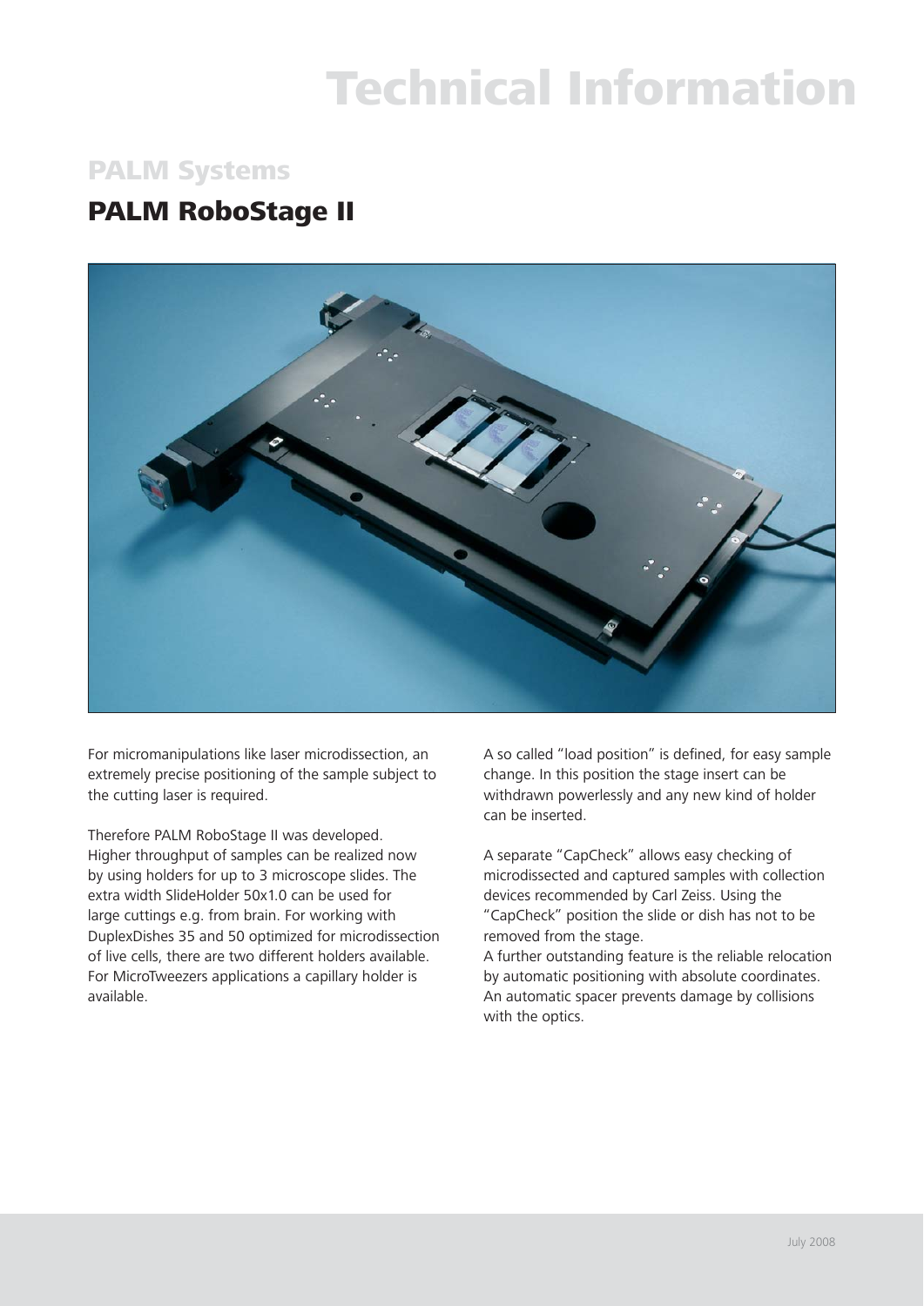# Technical Information

## PALM Systems

## PALM RoboStage II

For micromanipulations like laser microdissection, an extremely precise positioning of the sample subject to the cutting laser is required.

Therefore PALM RoboStage II was developed. Higher throughput of samples can be realized now by using holders for up to 3 microscope slides. The extra width SlideHolder 50x1.0 can be used for large cuttings e.g. from brain. For working with DuplexDishes 35 and 50 optimized for microdissection of live cells, there are two different holders available. For MicroTweezers applications a capillary holder is available.

A so called “load position” is defined, for easy sample change. In this position the stage insert can be withdrawn powerlessly and any new kind of holder can be inserted.

A separate “CapCheck” allows easy checking of microdissected and captured samples with collection devices recommended by Carl Zeiss. Using the “CapCheck” position the slide or dish has not to be removed from the stage.
A further outstanding feature is the reliable relocation by automatic positioning with absolute coordinates. An automatic spacer prevents damage by collisions with the optics.

July 2008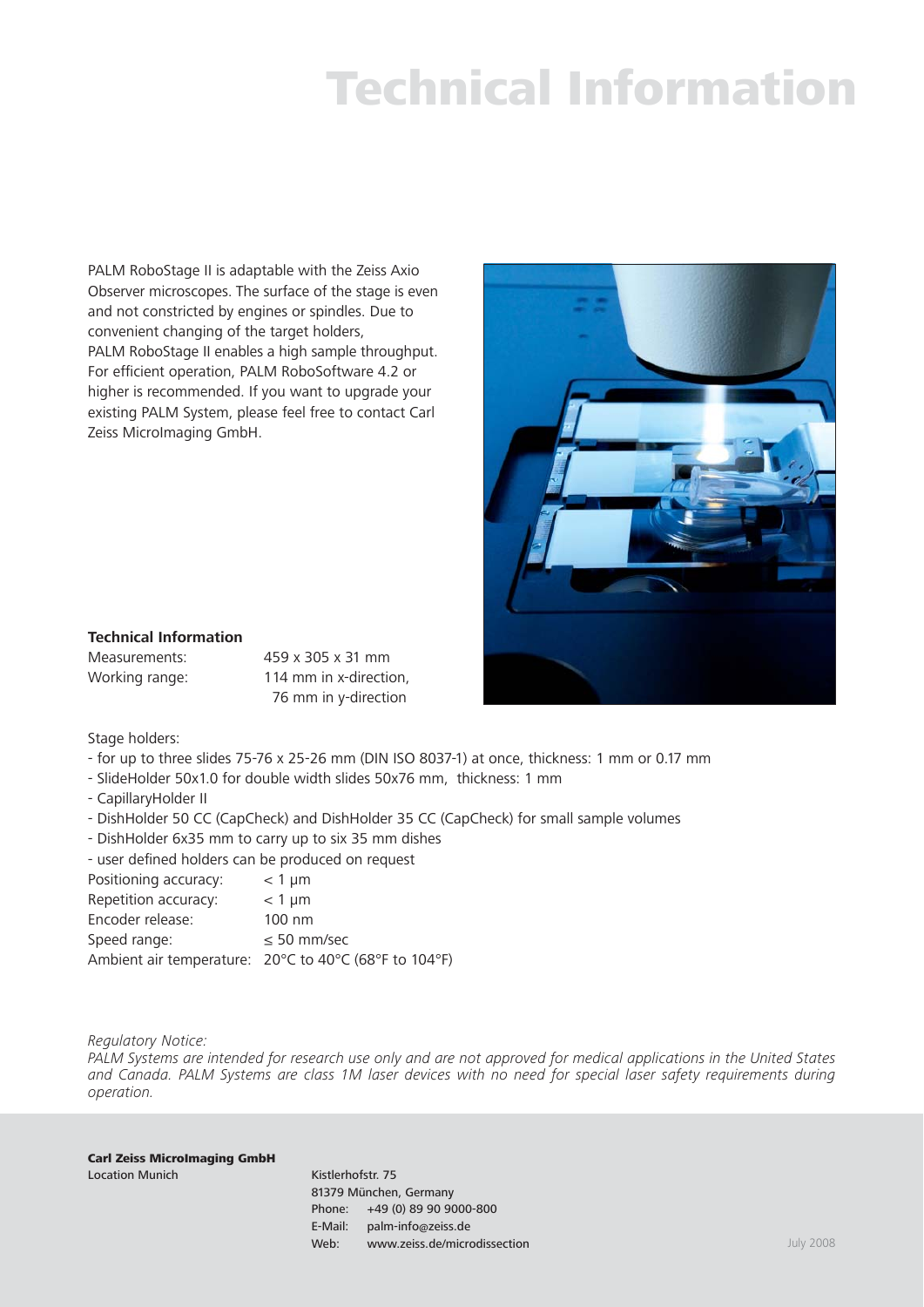# Technical Information

PALM RoboStage II is adaptable with the Zeiss Axio Observer microscopes. The surface of the stage is even and not constricted by engines or spindles. Due to convenient changing of the target holders, PALM RoboStage II enables a high sample throughput. For efficient operation, PALM RoboSoftware 4.2 or higher is recommended. If you want to upgrade your existing PALM System, please feel free to contact Carl Zeiss MicroImaging GmbH.

**Technical Information**

| | |
|---|---|
| Measurements: | 459 x 305 x 31 mm |
| Working range: | 114 mm in x-direction, 76 mm in y-direction |

Stage holders:

- for up to three slides 75-76 x 25-26 mm (DIN ISO 8037-1) at once, thickness: 1 mm or 0.17 mm
- SlideHolder 50x1.0 for double width slides 50x76 mm, thickness: 1 mm
- CapillaryHolder II
- DishHolder 50 CC (CapCheck) and DishHolder 35 CC (CapCheck) for small sample volumes
- DishHolder 6x35 mm to carry up to six 35 mm dishes
- user defined holders can be produced on request

| | |
|---|---|
| Positioning accuracy: | < 1 µm |
| Repetition accuracy: | < 1 µm |
| Encoder release: | 100 nm |
| Speed range: | ≤ 50 mm/sec |
| Ambient air temperature: | 20°C to 40°C (68°F to 104°F) |

*Regulatory Notice:*
*PALM Systems are intended for research use only and are not approved for medical applications in the United States and Canada. PALM Systems are class 1M laser devices with no need for special laser safety requirements during operation.*

**Carl Zeiss MicroImaging GmbH**
Location Munich

Kistlerhofstr. 75
81379 München, Germany
Phone: +49 (0) 89 90 9000-800
E-Mail: palm-info@zeiss.de
Web: www.zeiss.de/microdissection

July 2008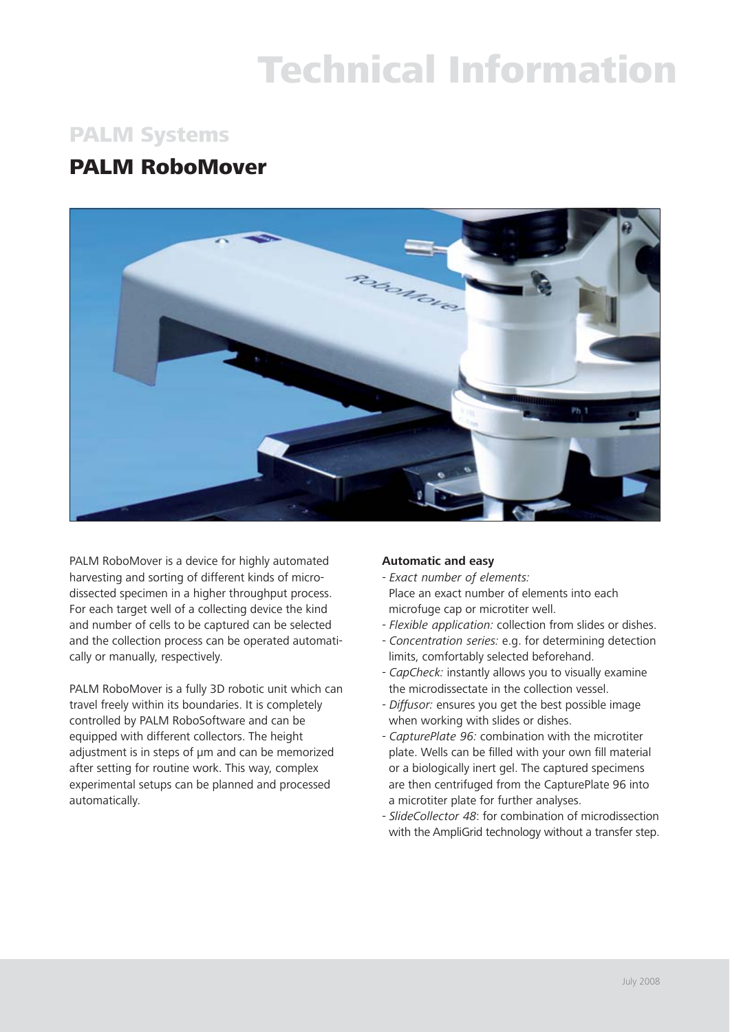# Technical Information

## PALM Systems

## PALM RoboMover

PALM RoboMover is a device for highly automated harvesting and sorting of different kinds of microdissected specimen in a higher throughput process. For each target well of a collecting device the kind and number of cells to be captured can be selected and the collection process can be operated automatically or manually, respectively.

PALM RoboMover is a fully 3D robotic unit which can travel freely within its boundaries. It is completely controlled by PALM RoboSoftware and can be equipped with different collectors. The height adjustment is in steps of µm and can be memorized after setting for routine work. This way, complex experimental setups can be planned and processed automatically.

**Automatic and easy**

- *Exact number of elements:* Place an exact number of elements into each microfuge cap or microtiter well.
- *Flexible application:* collection from slides or dishes.
- *Concentration series:* e.g. for determining detection limits, comfortably selected beforehand.
- *CapCheck:* instantly allows you to visually examine the microdissectate in the collection vessel.
- *Diffusor:* ensures you get the best possible image when working with slides or dishes.
- *CapturePlate 96:* combination with the microtiter plate. Wells can be filled with your own fill material or a biologically inert gel. The captured specimens are then centrifuged from the CapturePlate 96 into a microtiter plate for further analyses.
- *SlideCollector 48*: for combination of microdissection with the AmpliGrid technology without a transfer step.

July 2008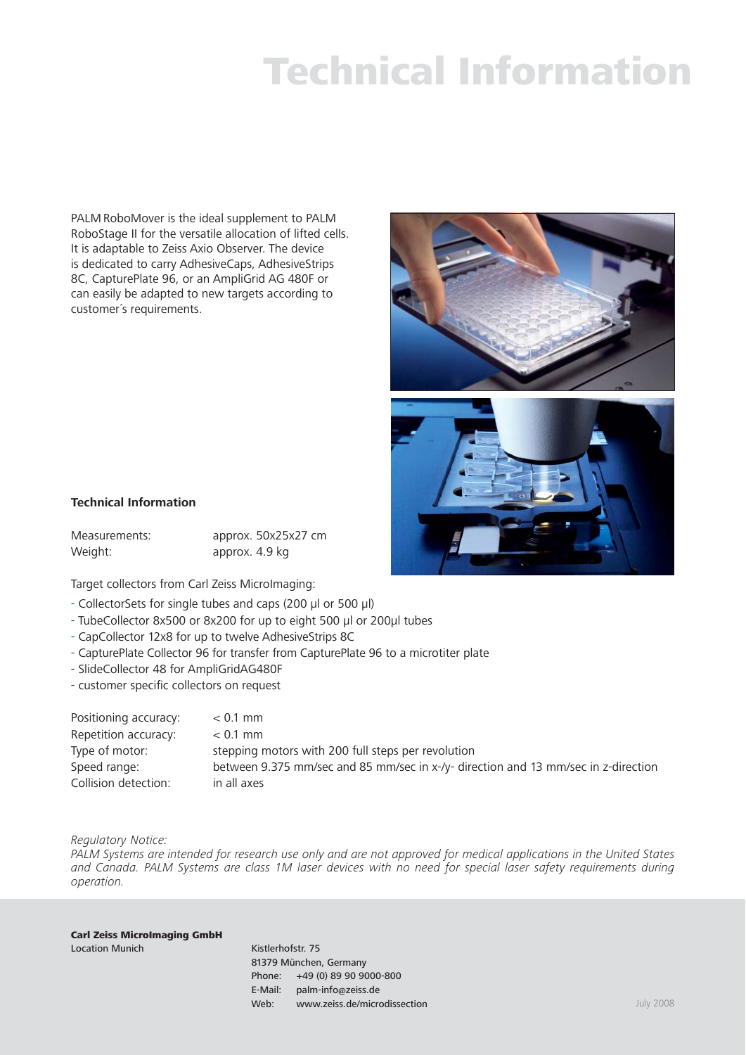# Technical Information

PALM RoboMover is the ideal supplement to PALM RoboStage II for the versatile allocation of lifted cells. It is adaptable to Zeiss Axio Observer. The device is dedicated to carry AdhesiveCaps, AdhesiveStrips 8C, CapturePlate 96, or an AmpliGrid AG 480F or can easily be adapted to new targets according to customer´s requirements.

**Technical Information**

| | |
|---|---|
| Measurements: | approx. 50x25x27 cm |
| Weight: | approx. 4.9 kg |

Target collectors from Carl Zeiss MicroImaging:

- CollectorSets for single tubes and caps (200 µl or 500 µl)
- TubeCollector 8x500 or 8x200 for up to eight 500 µl or 200µl tubes
- CapCollector 12x8 for up to twelve AdhesiveStrips 8C
- CapturePlate Collector 96 for transfer from CapturePlate 96 to a microtiter plate
- SlideCollector 48 for AmpliGridAG480F
- customer specific collectors on request

| | |
|---|---|
| Positioning accuracy: | < 0.1 mm |
| Repetition accuracy: | < 0.1 mm |
| Type of motor: | stepping motors with 200 full steps per revolution |
| Speed range: | between 9.375 mm/sec and 85 mm/sec in x-/y- direction and 13 mm/sec in z-direction |
| Collision detection: | in all axes |

*Regulatory Notice:*
*PALM Systems are intended for research use only and are not approved for medical applications in the United States and Canada. PALM Systems are class 1M laser devices with no need for special laser safety requirements during operation.*

**Carl Zeiss MicroImaging GmbH**
Location Munich

Kistlerhofstr. 75
81379 München, Germany
Phone: +49 (0) 89 90 9000-800
E-Mail: palm-info@zeiss.de
Web: www.zeiss.de/microdissection

July 2008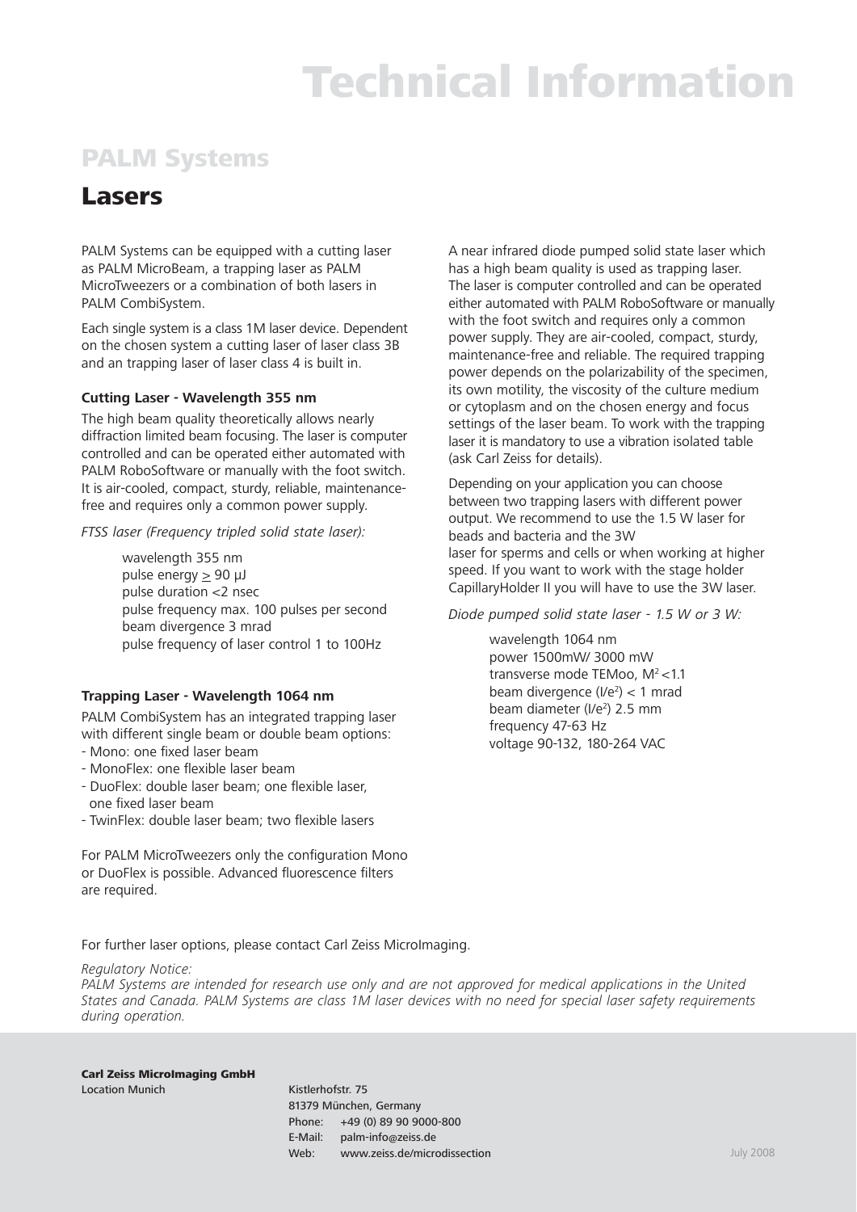# Technical Information

## PALM Systems

## Lasers

PALM Systems can be equipped with a cutting laser as PALM MicroBeam, a trapping laser as PALM MicroTweezers or a combination of both lasers in PALM CombiSystem.

Each single system is a class 1M laser device. Dependent on the chosen system a cutting laser of laser class 3B and an trapping laser of laser class 4 is built in.

**Cutting Laser - Wavelength 355 nm**

The high beam quality theoretically allows nearly diffraction limited beam focusing. The laser is computer controlled and can be operated either automated with PALM RoboSoftware or manually with the foot switch. It is air-cooled, compact, sturdy, reliable, maintenance-free and requires only a common power supply.

*FTSS laser (Frequency tripled solid state laser):*

wavelength 355 nm
pulse energy $\geq$ 90 µJ
pulse duration <2 nsec
pulse frequency max. 100 pulses per second
beam divergence 3 mrad
pulse frequency of laser control 1 to 100Hz

**Trapping Laser - Wavelength 1064 nm**

PALM CombiSystem has an integrated trapping laser with different single beam or double beam options:

- Mono: one fixed laser beam
- MonoFlex: one flexible laser beam
- DuoFlex: double laser beam; one flexible laser, one fixed laser beam
- TwinFlex: double laser beam; two flexible lasers

For PALM MicroTweezers only the configuration Mono or DuoFlex is possible. Advanced fluorescence filters are required.

A near infrared diode pumped solid state laser which has a high beam quality is used as trapping laser. The laser is computer controlled and can be operated either automated with PALM RoboSoftware or manually with the foot switch and requires only a common power supply. They are air-cooled, compact, sturdy, maintenance-free and reliable. The required trapping power depends on the polarizability of the specimen, its own motility, the viscosity of the culture medium or cytoplasm and on the chosen energy and focus settings of the laser beam. To work with the trapping laser it is mandatory to use a vibration isolated table (ask Carl Zeiss for details).

Depending on your application you can choose between two trapping lasers with different power output. We recommend to use the 1.5 W laser for beads and bacteria and the 3W laser for sperms and cells or when working at higher speed. If you want to work with the stage holder CapillaryHolder II you will have to use the 3W laser.

*Diode pumped solid state laser - 1.5 W or 3 W:*

wavelength 1064 nm
power 1500mW/ 3000 mW
transverse mode TEMoo, $M^2$ <1.1
beam divergence ($I/e^2$) < 1 mrad
beam diameter ($I/e^2$) 2.5 mm
frequency 47-63 Hz
voltage 90-132, 180-264 VAC

For further laser options, please contact Carl Zeiss MicroImaging.

*Regulatory Notice:*
*PALM Systems are intended for research use only and are not approved for medical applications in the United States and Canada. PALM Systems are class 1M laser devices with no need for special laser safety requirements during operation.*

**Carl Zeiss MicroImaging GmbH**
Location Munich

Kistlerhofstr. 75
81379 München, Germany
Phone: +49 (0) 89 90 9000-800
E-Mail: palm-info@zeiss.de
Web: www.zeiss.de/microdissection

July 2008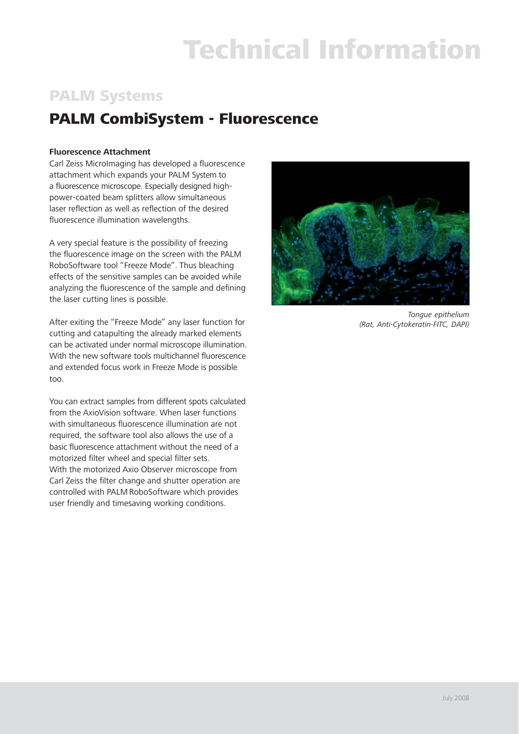# Technical Information

## PALM Systems

## PALM CombiSystem - Fluorescence

**Fluorescence Attachment**

Carl Zeiss MicroImaging has developed a fluorescence attachment which expands your PALM System to a fluorescence microscope. Especially designed high-power-coated beam splitters allow simultaneous laser reflection as well as reflection of the desired fluorescence illumination wavelengths.

A very special feature is the possibility of freezing the fluorescence image on the screen with the PALM RoboSoftware tool "Freeze Mode". Thus bleaching effects of the sensitive samples can be avoided while analyzing the fluorescence of the sample and defining the laser cutting lines is possible.

After exiting the "Freeze Mode" any laser function for cutting and catapulting the already marked elements can be activated under normal microscope illumination. With the new software tools multichannel fluorescence and extended focus work in Freeze Mode is possible too.

You can extract samples from different spots calculated from the AxioVision software. When laser functions with simultaneous fluorescence illumination are not required, the software tool also allows the use of a basic fluorescence attachment without the need of a motorized filter wheel and special filter sets. With the motorized Axio Observer microscope from Carl Zeiss the filter change and shutter operation are controlled with PALM RoboSoftware which provides user friendly and timesaving working conditions.

*Tongue epithelium (Rat, Anti-Cytokeratin-FITC, DAPI)*

July 2008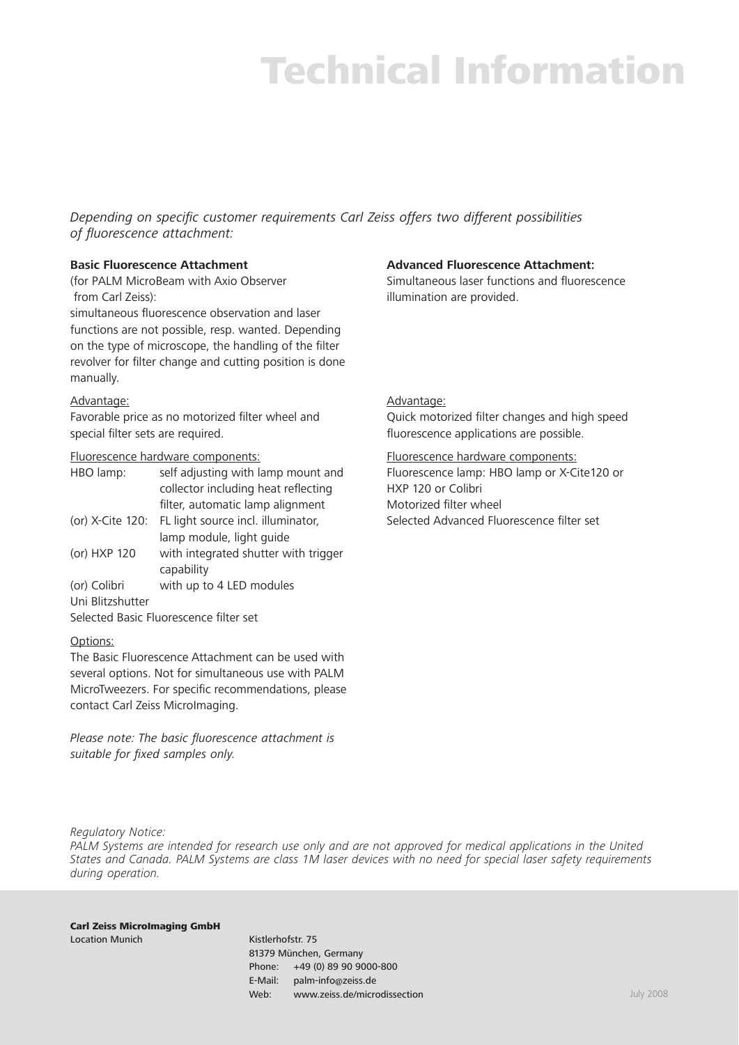# Technical Information

*Depending on specific customer requirements Carl Zeiss offers two different possibilities of fluorescence attachment:*

**Basic Fluorescence Attachment**
(for PALM MicroBeam with Axio Observer from Carl Zeiss):
simultaneous fluorescence observation and laser functions are not possible, resp. wanted. Depending on the type of microscope, the handling of the filter revolver for filter change and cutting position is done manually.

Advantage:
Favorable price as no motorized filter wheel and special filter sets are required.

Fluorescence hardware components:

| | |
|---|---|
| HBO lamp: | self adjusting with lamp mount and collector including heat reflecting filter, automatic lamp alignment |
| (or) X-Cite 120: | FL light source incl. illuminator, lamp module, light guide |
| (or) HXP 120 | with integrated shutter with trigger capability |
| (or) Colibri | with up to 4 LED modules |

Uni Blitzshutter
Selected Basic Fluorescence filter set

Options:
The Basic Fluorescence Attachment can be used with several options. Not for simultaneous use with PALM MicroTweezers. For specific recommendations, please contact Carl Zeiss MicroImaging.

*Please note: The basic fluorescence attachment is suitable for fixed samples only.*

**Advanced Fluorescence Attachment:**
Simultaneous laser functions and fluorescence illumination are provided.

Advantage:
Quick motorized filter changes and high speed fluorescence applications are possible.

Fluorescence hardware components:
Fluorescence lamp: HBO lamp or X-Cite120 or HXP 120 or Colibri
Motorized filter wheel
Selected Advanced Fluorescence filter set

*Regulatory Notice:*
*PALM Systems are intended for research use only and are not approved for medical applications in the United States and Canada. PALM Systems are class 1M laser devices with no need for special laser safety requirements during operation.*

**Carl Zeiss MicroImaging GmbH**
Location Munich

Kistlerhofstr. 75
81379 München, Germany
Phone: +49 (0) 89 90 9000-800
E-Mail: palm-info@zeiss.de
Web: www.zeiss.de/microdissection

July 2008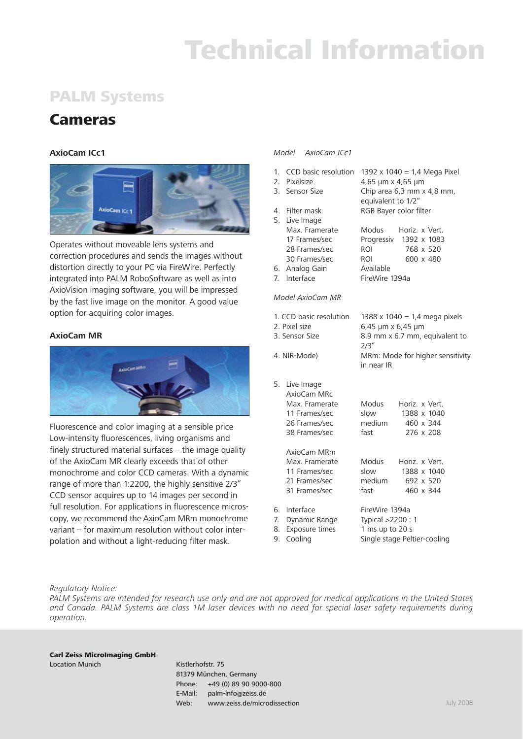# Technical Information

## PALM Systems

## Cameras

### AxioCam ICc1

Operates without moveable lens systems and correction procedures and sends the images without distortion directly to your PC via FireWire. Perfectly integrated into PALM RoboSoftware as well as into AxioVision imaging software, you will be impressed by the fast live image on the monitor. A good value option for acquiring color images.

### AxioCam MR

Fluorescence and color imaging at a sensible price Low-intensity fluorescences, living organisms and finely structured material surfaces – the image quality of the AxioCam MR clearly exceeds that of other monochrome and color CCD cameras. With a dynamic range of more than 1:2200, the highly sensitive 2/3" CCD sensor acquires up to 14 images per second in full resolution. For applications in fluorescence microscopy, we recommend the AxioCam MRm monochrome variant – for maximum resolution without color interpolation and without a light-reducing filter mask.

*Model AxioCam ICc1*

1. CCD basic resolution — 1392 x 1040 = 1,4 Mega Pixel
2. Pixelsize — 4,65 µm x 4,65 µm
3. Sensor Size — Chip area 6,3 mm x 4,8 mm, equivalent to 1/2"
4. Filter mask — RGB Bayer color filter
5. Live Image

| Max. Framerate | Modus | Horiz. x Vert. |
|---|---|---|
| 17 Frames/sec | Progressiv | 1392 x 1083 |
| 28 Frames/sec | ROI | 768 x 520 |
| 30 Frames/sec | ROI | 600 x 480 |

6. Analog Gain — Available
7. Interface — FireWire 1394a

*Model AxioCam MR*

1. CCD basic resolution — 1388 x 1040 = 1,4 mega pixels
2. Pixel size — 6,45 µm x 6,45 µm
3. Sensor Size — 8.9 mm x 6.7 mm, equivalent to 2/3"
4. NIR-Mode) — MRm: Mode for higher sensitivity in near IR
5. Live Image

AxioCam MRc

| Max. Framerate | Modus | Horiz. x Vert. |
|---|---|---|
| 11 Frames/sec | slow | 1388 x 1040 |
| 26 Frames/sec | medium | 460 x 344 |
| 38 Frames/sec | fast | 276 x 208 |

AxioCam MRm

| Max. Framerate | Modus | Horiz. x Vert. |
|---|---|---|
| 11 Frames/sec | slow | 1388 x 1040 |
| 21 Frames/sec | medium | 692 x 520 |
| 31 Frames/sec | fast | 460 x 344 |

6. Interface — FireWire 1394a
7. Dynamic Range — Typical >2200 : 1
8. Exposure times — 1 ms up to 20 s
9. Cooling — Single stage Peltier-cooling

*Regulatory Notice:*
*PALM Systems are intended for research use only and are not approved for medical applications in the United States and Canada. PALM Systems are class 1M laser devices with no need for special laser safety requirements during operation.*

**Carl Zeiss MicroImaging GmbH**
Location Munich

Kistlerhofstr. 75
81379 München, Germany
Phone: +49 (0) 89 90 9000-800
E-Mail: palm-info@zeiss.de
Web: www.zeiss.de/microdissection

July 2008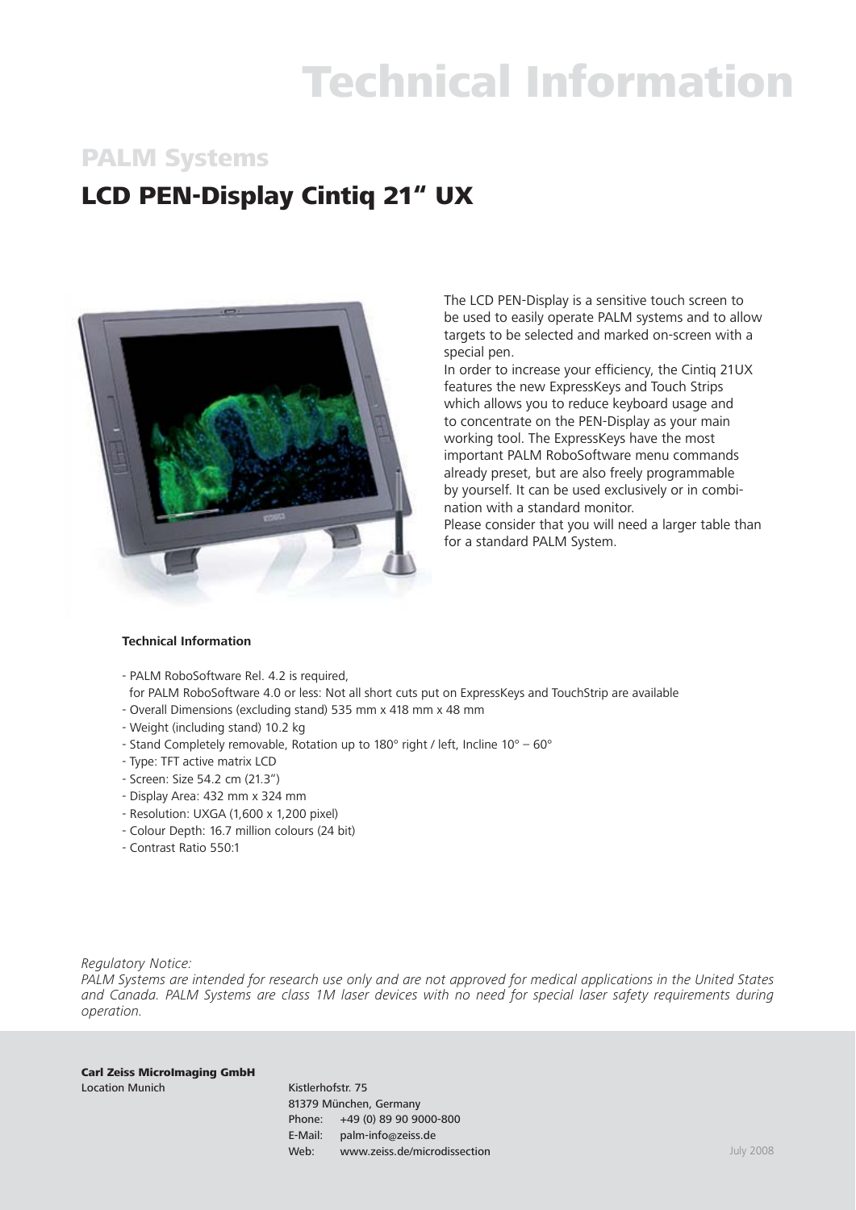# Technical Information

## PALM Systems

## LCD PEN-Display Cintiq 21" UX

The LCD PEN-Display is a sensitive touch screen to be used to easily operate PALM systems and to allow targets to be selected and marked on-screen with a special pen.
In order to increase your efficiency, the Cintiq 21UX features the new ExpressKeys and Touch Strips which allows you to reduce keyboard usage and to concentrate on the PEN-Display as your main working tool. The ExpressKeys have the most important PALM RoboSoftware menu commands already preset, but are also freely programmable by yourself. It can be used exclusively or in combination with a standard monitor.
Please consider that you will need a larger table than for a standard PALM System.

**Technical Information**

- PALM RoboSoftware Rel. 4.2 is required,
  for PALM RoboSoftware 4.0 or less: Not all short cuts put on ExpressKeys and TouchStrip are available
- Overall Dimensions (excluding stand) 535 mm x 418 mm x 48 mm
- Weight (including stand) 10.2 kg
- Stand Completely removable, Rotation up to 180° right / left, Incline 10° – 60°
- Type: TFT active matrix LCD
- Screen: Size 54.2 cm (21.3")
- Display Area: 432 mm x 324 mm
- Resolution: UXGA (1,600 x 1,200 pixel)
- Colour Depth: 16.7 million colours (24 bit)
- Contrast Ratio 550:1

*Regulatory Notice:*
*PALM Systems are intended for research use only and are not approved for medical applications in the United States and Canada. PALM Systems are class 1M laser devices with no need for special laser safety requirements during operation.*

**Carl Zeiss MicroImaging GmbH**
Location Munich

Kistlerhofstr. 75
81379 München, Germany
Phone: +49 (0) 89 90 9000-800
E-Mail: palm-info@zeiss.de
Web: www.zeiss.de/microdissection

July 2008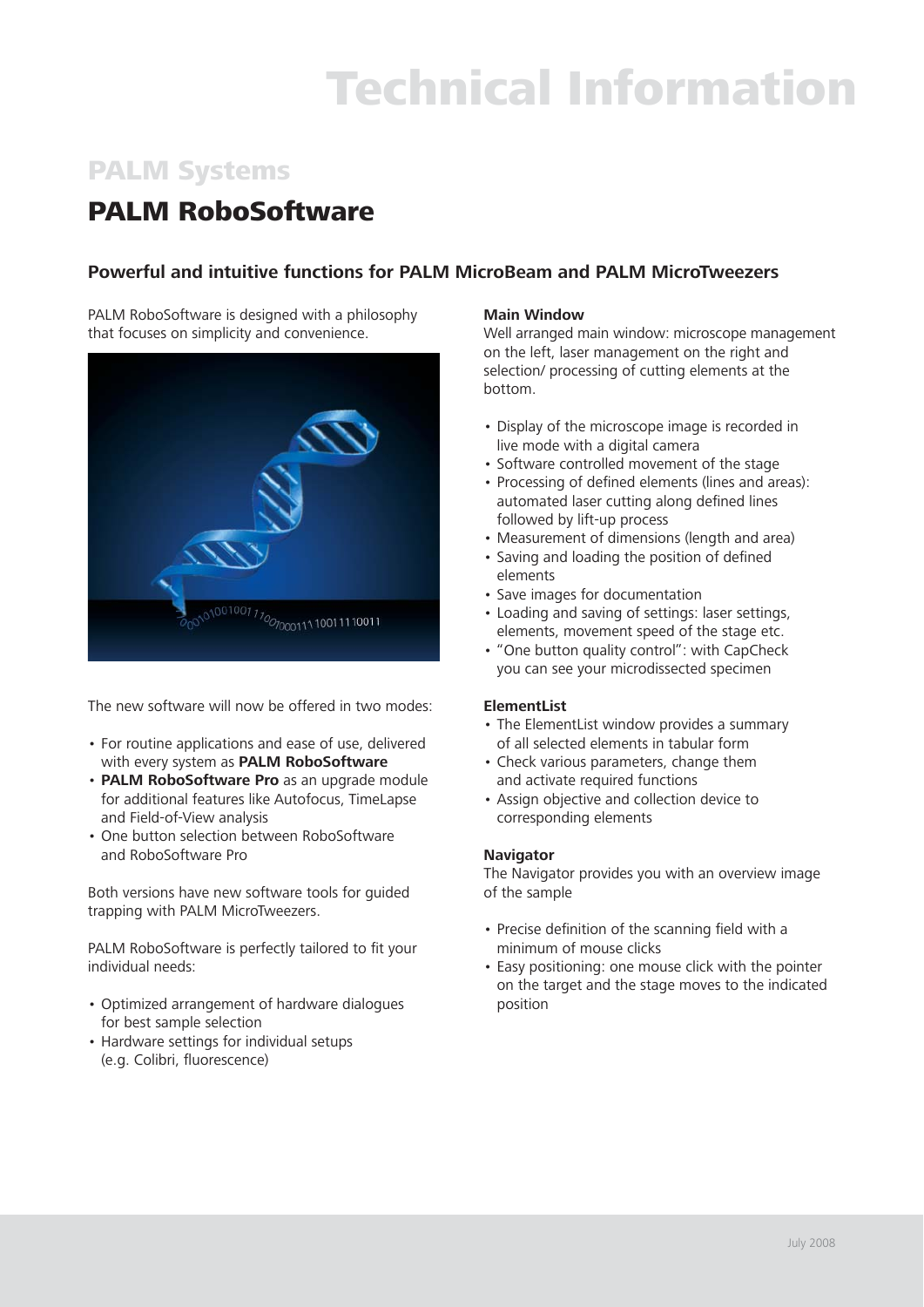# Technical Information

## PALM Systems

## PALM RoboSoftware

### Powerful and intuitive functions for PALM MicroBeam and PALM MicroTweezers

PALM RoboSoftware is designed with a philosophy that focuses on simplicity and convenience.

The new software will now be offered in two modes:

- For routine applications and ease of use, delivered with every system as **PALM RoboSoftware**
- **PALM RoboSoftware Pro** as an upgrade module for additional features like Autofocus, TimeLapse and Field-of-View analysis
- One button selection between RoboSoftware and RoboSoftware Pro

Both versions have new software tools for guided trapping with PALM MicroTweezers.

PALM RoboSoftware is perfectly tailored to fit your individual needs:

- Optimized arrangement of hardware dialogues for best sample selection
- Hardware settings for individual setups (e.g. Colibri, fluorescence)

**Main Window**

Well arranged main window: microscope management on the left, laser management on the right and selection/ processing of cutting elements at the bottom.

- Display of the microscope image is recorded in live mode with a digital camera
- Software controlled movement of the stage
- Processing of defined elements (lines and areas): automated laser cutting along defined lines followed by lift-up process
- Measurement of dimensions (length and area)
- Saving and loading the position of defined elements
- Save images for documentation
- Loading and saving of settings: laser settings, elements, movement speed of the stage etc.
- "One button quality control": with CapCheck you can see your microdissected specimen

**ElementList**

- The ElementList window provides a summary of all selected elements in tabular form
- Check various parameters, change them and activate required functions
- Assign objective and collection device to corresponding elements

**Navigator**

The Navigator provides you with an overview image of the sample

- Precise definition of the scanning field with a minimum of mouse clicks
- Easy positioning: one mouse click with the pointer on the target and the stage moves to the indicated position

July 2008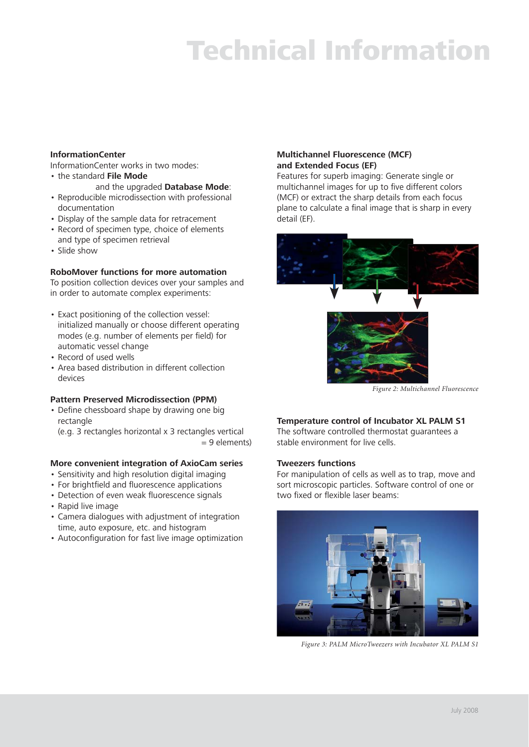# Technical Information

**InformationCenter**
InformationCenter works in two modes:

- the standard **File Mode** and the upgraded **Database Mode**:
- Reproducible microdissection with professional documentation
- Display of the sample data for retracement
- Record of specimen type, choice of elements and type of specimen retrieval
- Slide show

**RoboMover functions for more automation**
To position collection devices over your samples and in order to automate complex experiments:

- Exact positioning of the collection vessel: initialized manually or choose different operating modes (e.g. number of elements per field) for automatic vessel change
- Record of used wells
- Area based distribution in different collection devices

**Pattern Preserved Microdissection (PPM)**

- Define chessboard shape by drawing one big rectangle (e.g. 3 rectangles horizontal x 3 rectangles vertical = 9 elements)

**More convenient integration of AxioCam series**

- Sensitivity and high resolution digital imaging
- For brightfield and fluorescence applications
- Detection of even weak fluorescence signals
- Rapid live image
- Camera dialogues with adjustment of integration time, auto exposure, etc. and histogram
- Autoconfiguration for fast live image optimization

**Multichannel Fluorescence (MCF) and Extended Focus (EF)**
Features for superb imaging: Generate single or multichannel images for up to five different colors (MCF) or extract the sharp details from each focus plane to calculate a final image that is sharp in every detail (EF).

*Figure 2: Multichannel Fluorescence*

**Temperature control of Incubator XL PALM S1**
The software controlled thermostat guarantees a stable environment for live cells.

**Tweezers functions**
For manipulation of cells as well as to trap, move and sort microscopic particles. Software control of one or two fixed or flexible laser beams:

*Figure 3: PALM MicroTweezers with Incubator XL PALM S1*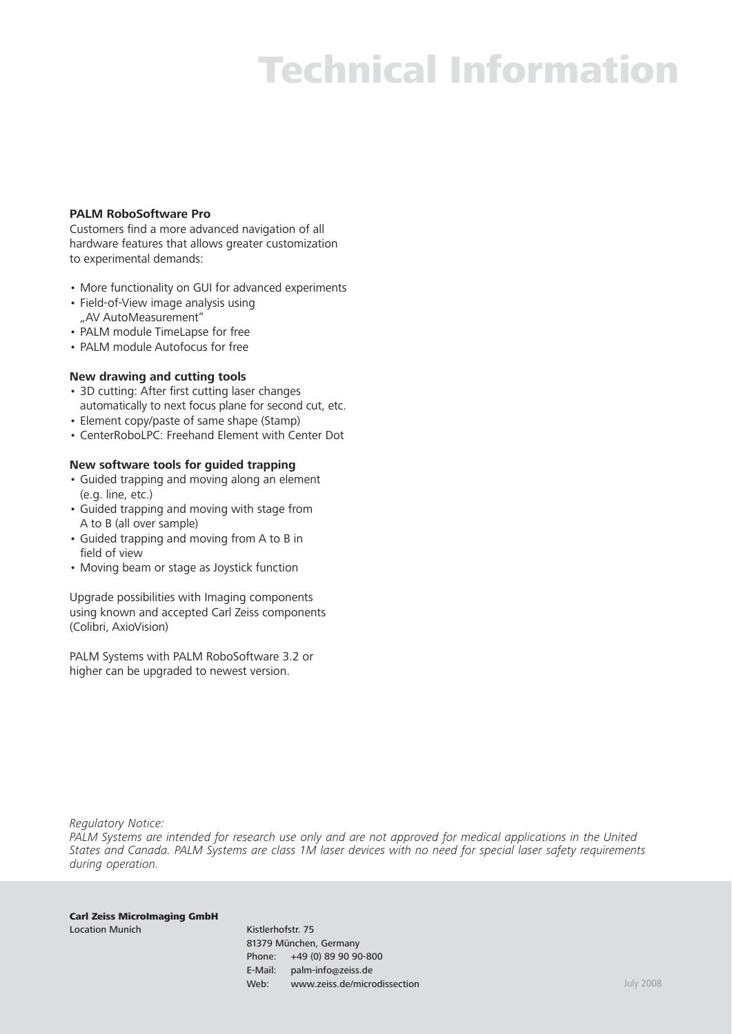# Technical Information

**PALM RoboSoftware Pro**

Customers find a more advanced navigation of all hardware features that allows greater customization to experimental demands:

- More functionality on GUI for advanced experiments
- Field-of-View image analysis using „AV AutoMeasurement“
- PALM module TimeLapse for free
- PALM module Autofocus for free

**New drawing and cutting tools**

- 3D cutting: After first cutting laser changes automatically to next focus plane for second cut, etc.
- Element copy/paste of same shape (Stamp)
- CenterRoboLPC: Freehand Element with Center Dot

**New software tools for guided trapping**

- Guided trapping and moving along an element (e.g. line, etc.)
- Guided trapping and moving with stage from A to B (all over sample)
- Guided trapping and moving from A to B in field of view
- Moving beam or stage as Joystick function

Upgrade possibilities with Imaging components using known and accepted Carl Zeiss components (Colibri, AxioVision)

PALM Systems with PALM RoboSoftware 3.2 or higher can be upgraded to newest version.

*Regulatory Notice:*
*PALM Systems are intended for research use only and are not approved for medical applications in the United States and Canada. PALM Systems are class 1M laser devices with no need for special laser safety requirements during operation.*

**Carl Zeiss MicroImaging GmbH**
Location Munich

Kistlerhofstr. 75
81379 München, Germany
Phone: +49 (0) 89 90 90-800
E-Mail: palm-info@zeiss.de
Web: www.zeiss.de/microdissection

July 2008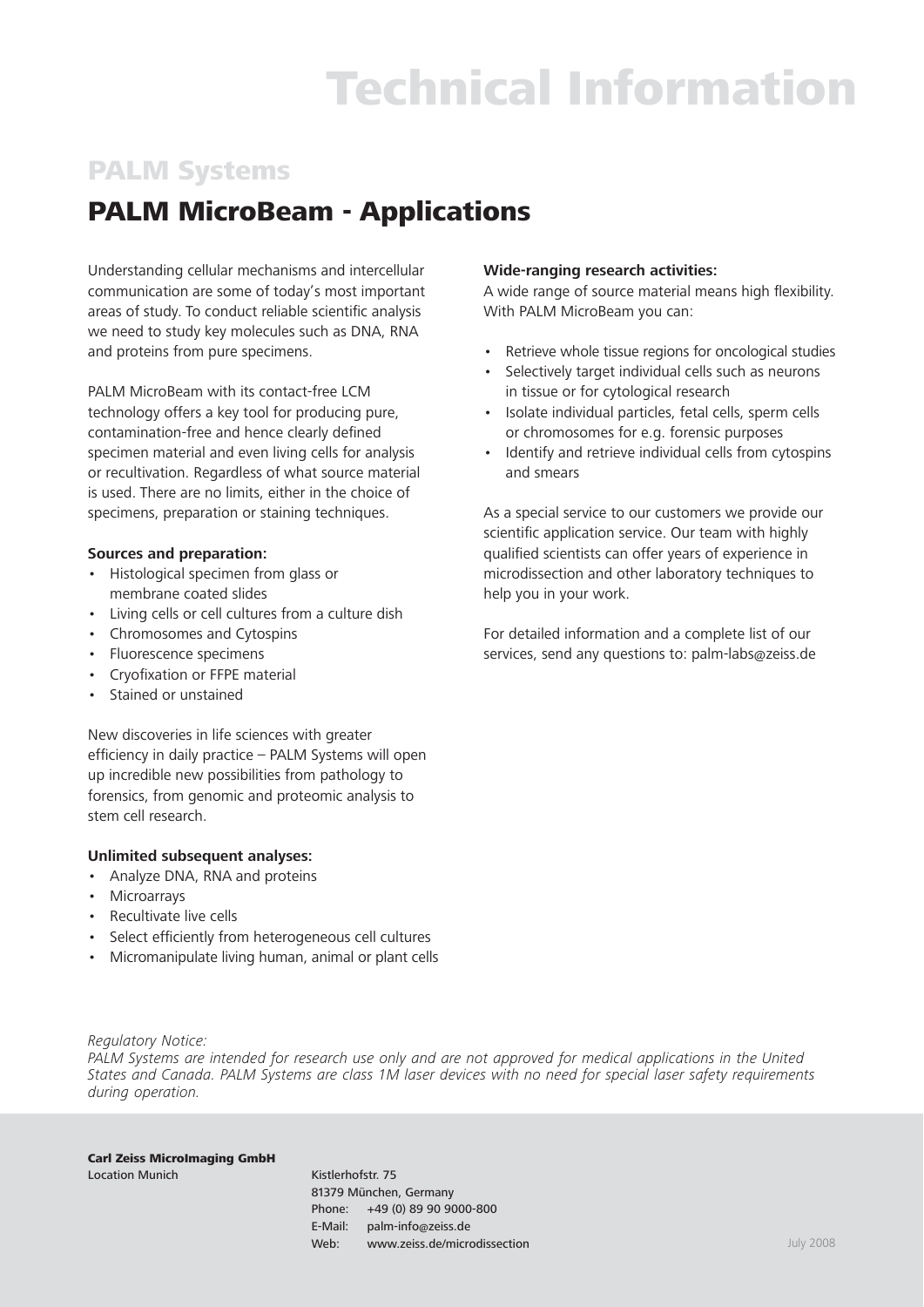# Technical Information

## PALM Systems

## PALM MicroBeam - Applications

Understanding cellular mechanisms and intercellular communication are some of today's most important areas of study. To conduct reliable scientific analysis we need to study key molecules such as DNA, RNA and proteins from pure specimens.

PALM MicroBeam with its contact-free LCM technology offers a key tool for producing pure, contamination-free and hence clearly defined specimen material and even living cells for analysis or recultivation. Regardless of what source material is used. There are no limits, either in the choice of specimens, preparation or staining techniques.

**Sources and preparation:**

- Histological specimen from glass or membrane coated slides
- Living cells or cell cultures from a culture dish
- Chromosomes and Cytospins
- Fluorescence specimens
- Cryofixation or FFPE material
- Stained or unstained

New discoveries in life sciences with greater efficiency in daily practice – PALM Systems will open up incredible new possibilities from pathology to forensics, from genomic and proteomic analysis to stem cell research.

**Unlimited subsequent analyses:**

- Analyze DNA, RNA and proteins
- Microarrays
- Recultivate live cells
- Select efficiently from heterogeneous cell cultures
- Micromanipulate living human, animal or plant cells

**Wide-ranging research activities:**

A wide range of source material means high flexibility. With PALM MicroBeam you can:

- Retrieve whole tissue regions for oncological studies
- Selectively target individual cells such as neurons in tissue or for cytological research
- Isolate individual particles, fetal cells, sperm cells or chromosomes for e.g. forensic purposes
- Identify and retrieve individual cells from cytospins and smears

As a special service to our customers we provide our scientific application service. Our team with highly qualified scientists can offer years of experience in microdissection and other laboratory techniques to help you in your work.

For detailed information and a complete list of our services, send any questions to: palm-labs@zeiss.de

*Regulatory Notice:*
*PALM Systems are intended for research use only and are not approved for medical applications in the United States and Canada. PALM Systems are class 1M laser devices with no need for special laser safety requirements during operation.*

**Carl Zeiss MicroImaging GmbH**
Location Munich

Kistlerhofstr. 75
81379 München, Germany
Phone: +49 (0) 89 90 9000-800
E-Mail: palm-info@zeiss.de
Web: www.zeiss.de/microdissection

July 2008